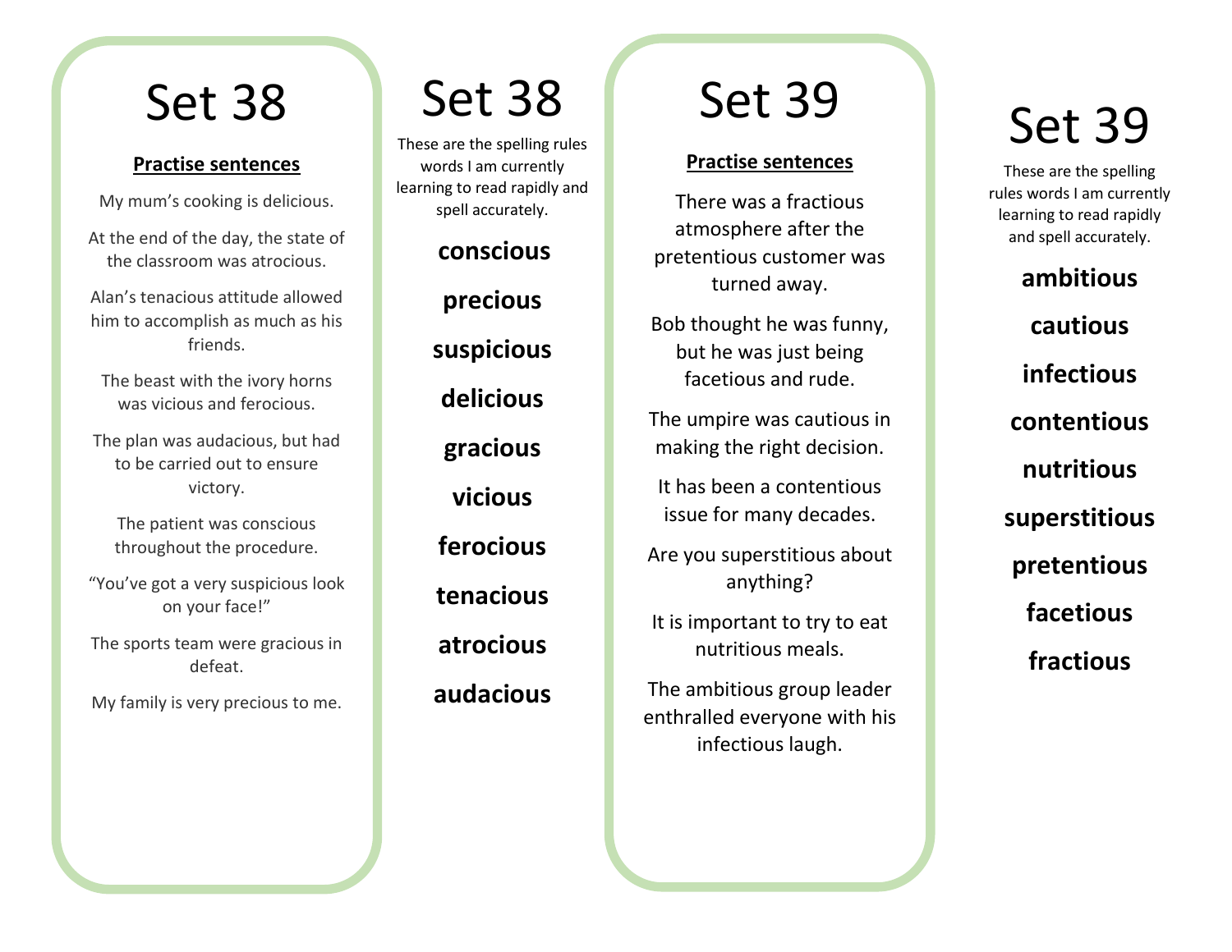# Set 38

## Practise sentences

My mum's cooking is delicious.

At the end of the day, the state of the classroom was atrocious.

Alan's tenacious attitude allowed him to accomplish as much as his friends.

The beast with the ivory horns was vicious and ferocious.

The plan was audacious, but had to be carried out to ensure victory.

The patient was conscious throughout the procedure.

"You've got a very suspicious look on your face!"

The sports team were gracious in defeat.

My family is very precious to me.

# Set 38

These are the spelling rules words I am currently learning to read rapidly and spell accurately.

**conscious**

**precious**

**suspicious**

**delicious**

**gracious**

**vicious**

**ferocious**

**tenacious**

**atrocious**

**audacious**

# Set 39

## Practise sentences

There was a fractious atmosphere after the pretentious customer was turned away.

Bob thought he was funny, but he was just being facetious and rude.

The umpire was cautious in making the right decision.

It has been a contentious issue for many decades.

Are you superstitious about anything?

It is important to try to eat nutritious meals.

The ambitious group leader enthralled everyone with his infectious laugh.

# Set 39

These are the spelling rules words I am currently learning to read rapidly and spell accurately.

**ambitious**

**cautious**

**infectious**

**contentious**

**nutritious**

**superstitious**

**pretentious**

**facetious**

**fractious**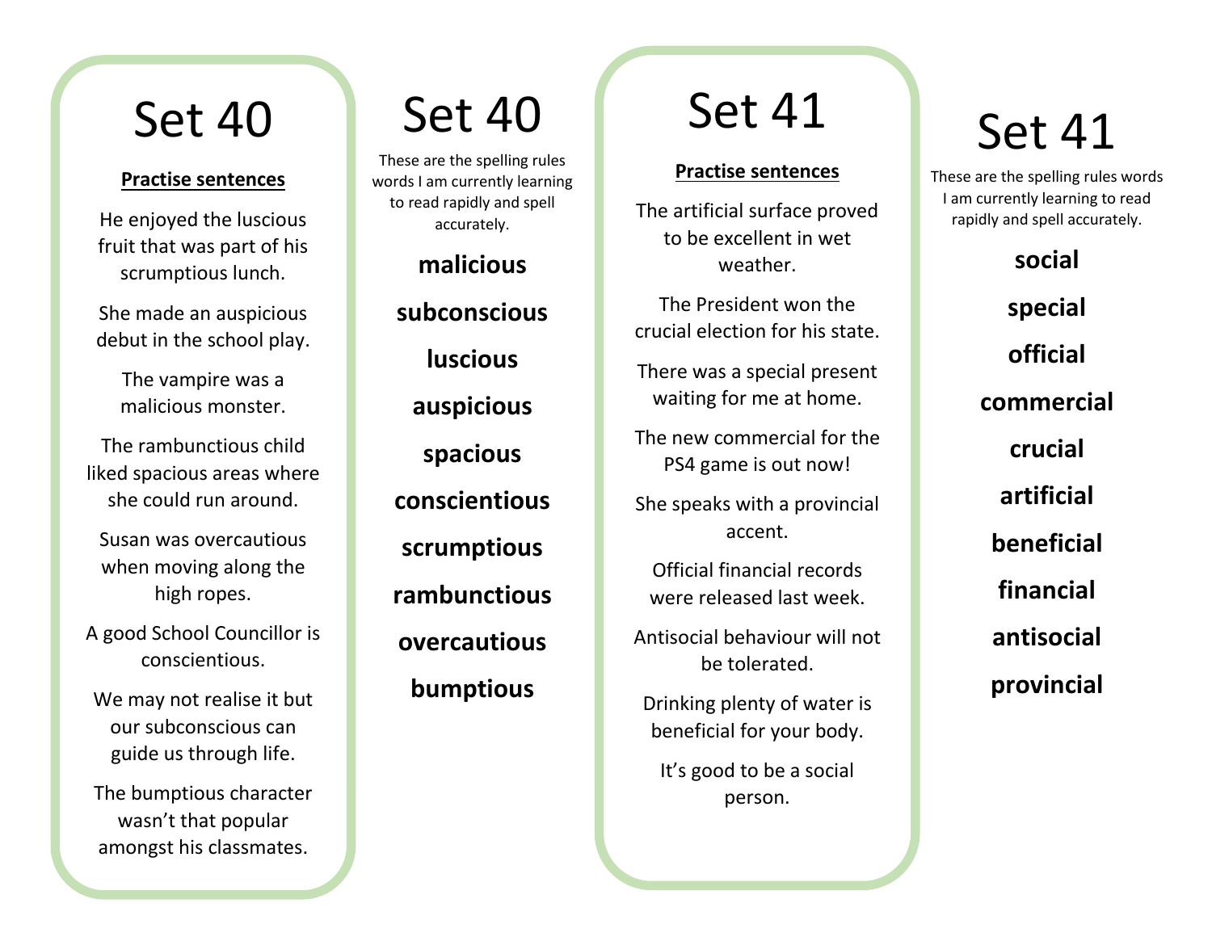# Set 40

**Practise sentences**

He enjoyed the luscious fruit that was part of his scrumptious lunch.

She made an auspicious debut in the school play.

The vampire was a malicious monster.

The rambunctious child liked spacious areas where she could run around.

Susan was overcautious when moving along the high ropes.

A good School Councillor is conscientious.

We may not realise it but our subconscious can guide us through life.

The bumptious character wasn't that popular amongst his classmates.

# Set 40

These are the spelling rules words I am currently learning to read rapidly and spell accurately.

**malicious**

**subconscious**

**luscious**

**auspicious**

**spacious**

**conscientious**

**scrumptious**

**rambunctious**

**overcautious**

**bumptious**

# Set 41

**Practise sentences**

The artificial surface proved to be excellent in wet weather.

The President won the crucial election for his state.

There was a special present waiting for me at home.

The new commercial for the PS4 game is out now!

She speaks with a provincial accent.

Official financial records were released last week.

Antisocial behaviour will not be tolerated.

Drinking plenty of water is beneficial for your body.

It's good to be a social person.

# Set 41

These are the spelling rules words I am currently learning to read rapidly and spell accurately.

**social**

**special**

**official**

**commercial**

**crucial**

**artificial**

**beneficial**

**financial**

**antisocial**

**provincial**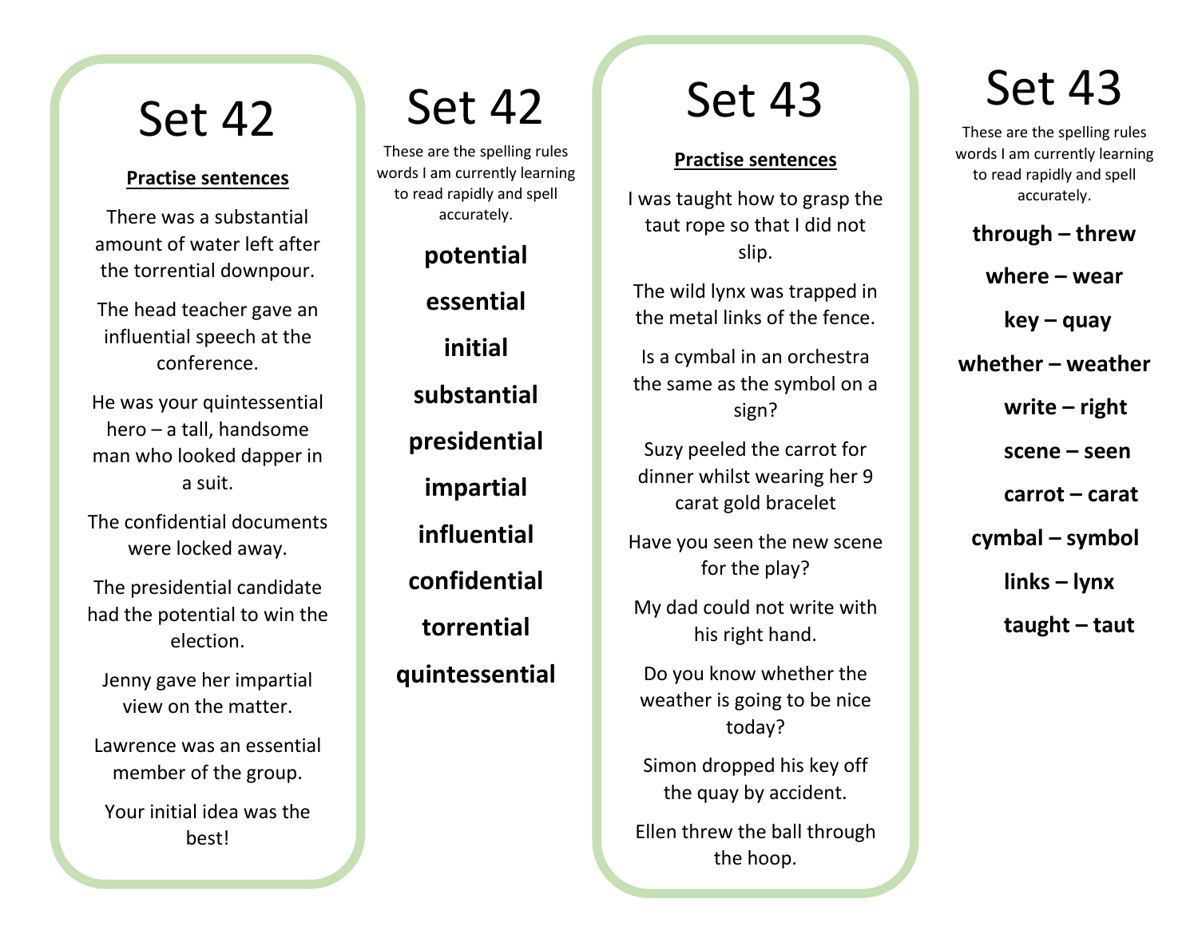# Set 42

### Practise sentences

There was a substantial amount of water left after the torrential downpour.

The head teacher gave an influential speech at the conference.

He was your quintessential hero – a tall, handsome man who looked dapper in a suit.

The confidential documents were locked away.

The presidential candidate had the potential to win the election.

Jenny gave her impartial view on the matter.

Lawrence was an essential member of the group.

Your initial idea was the best!

# Set 42

These are the spelling rules words I am currently learning to read rapidly and spell accurately.

**potential**

**essential**

**initial**

**substantial**

**presidential**

**impartial**

**influential**

**confidential**

**torrential**

**quintessential**

# Set 43

### Practise sentences

I was taught how to grasp the taut rope so that I did not slip.

The wild lynx was trapped in the metal links of the fence.

Is a cymbal in an orchestra the same as the symbol on a sign?

Suzy peeled the carrot for dinner whilst wearing her 9 carat gold bracelet

Have you seen the new scene for the play?

My dad could not write with his right hand.

Do you know whether the weather is going to be nice today?

Simon dropped his key off the quay by accident.

Ellen threw the ball through the hoop.

# Set 43

These are the spelling rules words I am currently learning to read rapidly and spell accurately.

**through – threw**

**where – wear**

**key – quay**

**whether – weather**

**write – right**

**scene – seen**

**carrot – carat**

**cymbal – symbol**

**links – lynx**

**taught – taut**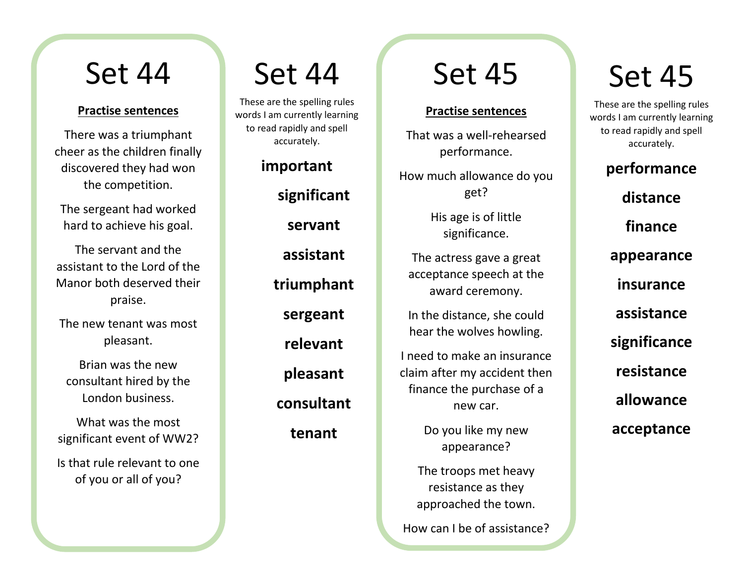# Set 44

**Practise sentences**

There was a triumphant cheer as the children finally discovered they had won the competition.

The sergeant had worked hard to achieve his goal.

The servant and the assistant to the Lord of the Manor both deserved their praise.

The new tenant was most pleasant.

Brian was the new consultant hired by the London business.

What was the most significant event of WW2?

Is that rule relevant to one of you or all of you?

# Set 44

These are the spelling rules words I am currently learning to read rapidly and spell accurately.

**important**

**significant**

**servant**

**assistant**

**triumphant**

**sergeant**

**relevant**

**pleasant**

**consultant**

**tenant**

# Set 45

**Practise sentences**

That was a well-rehearsed performance.

How much allowance do you get?

His age is of little significance.

The actress gave a great acceptance speech at the award ceremony.

In the distance, she could hear the wolves howling.

I need to make an insurance claim after my accident then finance the purchase of a new car.

Do you like my new appearance?

The troops met heavy resistance as they approached the town.

How can I be of assistance?

# Set 45

These are the spelling rules words I am currently learning to read rapidly and spell accurately.

**performance**

**distance**

**finance**

**appearance**

**insurance**

**assistance**

**significance**

**resistance**

**allowance**

**acceptance**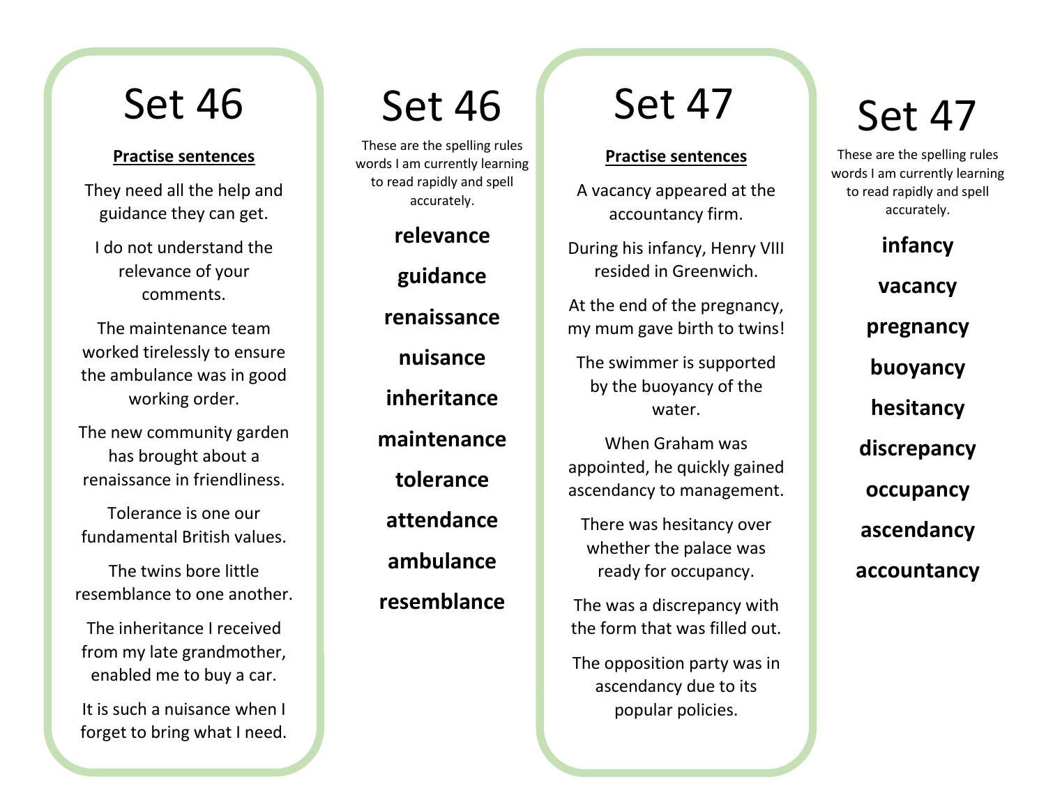# Set 46

**Practise sentences**

They need all the help and guidance they can get.

I do not understand the relevance of your comments.

The maintenance team worked tirelessly to ensure the ambulance was in good working order.

The new community garden has brought about a renaissance in friendliness.

Tolerance is one our fundamental British values.

The twins bore little resemblance to one another.

The inheritance I received from my late grandmother, enabled me to buy a car.

It is such a nuisance when I forget to bring what I need.

# Set 46

These are the spelling rules words I am currently learning to read rapidly and spell accurately.

**relevance**

**guidance**

**renaissance**

**nuisance**

**inheritance**

**maintenance**

**tolerance**

**attendance**

**ambulance**

**resemblance**

# Set 47

**Practise sentences**

A vacancy appeared at the accountancy firm.

During his infancy, Henry VIII resided in Greenwich.

At the end of the pregnancy, my mum gave birth to twins!

The swimmer is supported by the buoyancy of the water.

When Graham was appointed, he quickly gained ascendancy to management.

There was hesitancy over whether the palace was ready for occupancy.

The was a discrepancy with the form that was filled out.

The opposition party was in ascendancy due to its popular policies.

# Set 47

These are the spelling rules words I am currently learning to read rapidly and spell accurately.

**infancy**

**vacancy**

**pregnancy**

**buoyancy**

**hesitancy**

**discrepancy**

**occupancy**

**ascendancy**

**accountancy**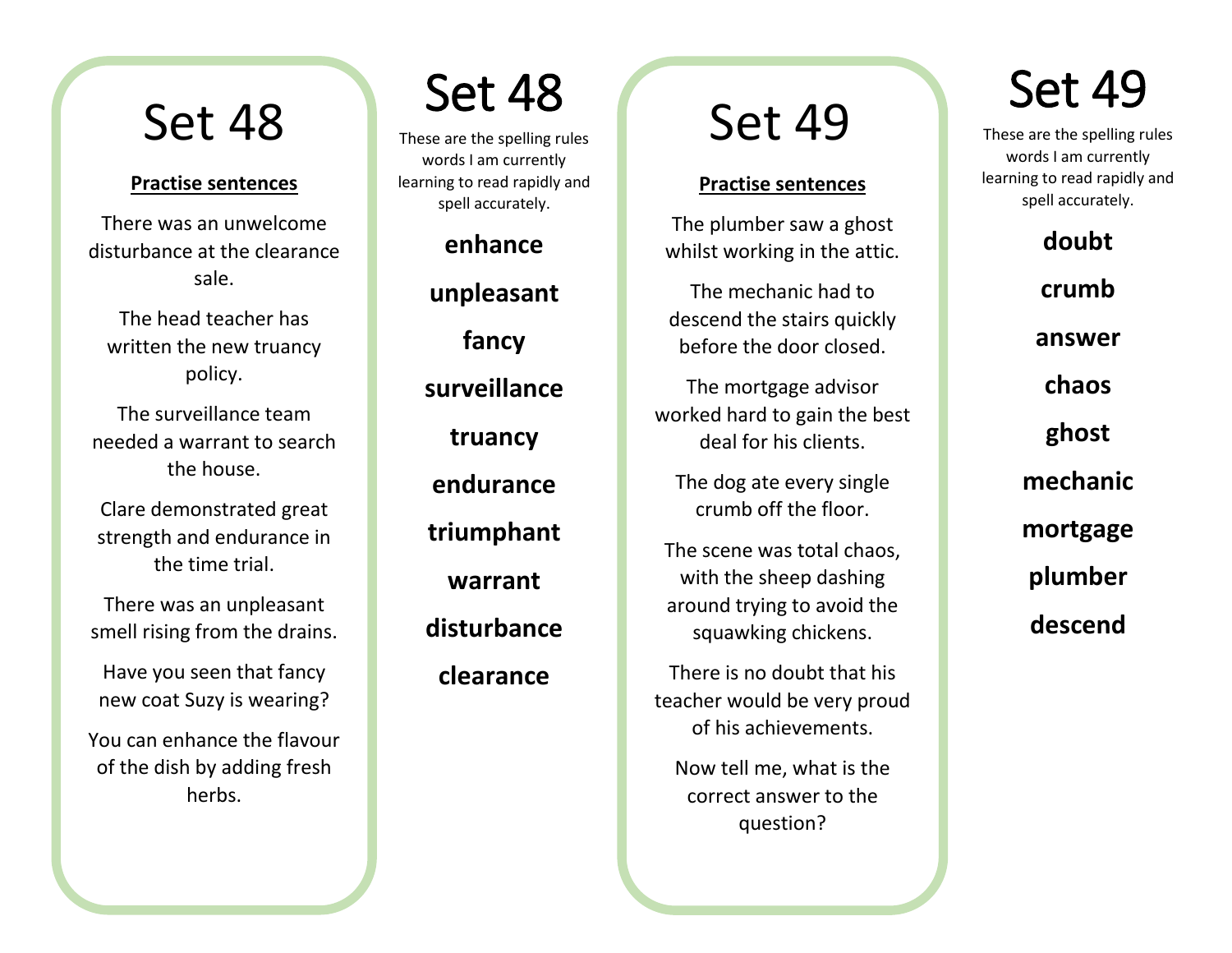# Set 48

**Practise sentences**

There was an unwelcome disturbance at the clearance sale.

The head teacher has written the new truancy policy.

The surveillance team needed a warrant to search the house.

Clare demonstrated great strength and endurance in the time trial.

There was an unpleasant smell rising from the drains.

Have you seen that fancy new coat Suzy is wearing?

You can enhance the flavour of the dish by adding fresh herbs.

# Set 48

These are the spelling rules words I am currently learning to read rapidly and spell accurately.

**enhance**

**unpleasant**

**fancy**

**surveillance**

**truancy**

**endurance**

**triumphant**

**warrant**

**disturbance**

**clearance**

# Set 49

**Practise sentences**

The plumber saw a ghost whilst working in the attic.

The mechanic had to descend the stairs quickly before the door closed.

The mortgage advisor worked hard to gain the best deal for his clients.

The dog ate every single crumb off the floor.

The scene was total chaos, with the sheep dashing around trying to avoid the squawking chickens.

There is no doubt that his teacher would be very proud of his achievements.

Now tell me, what is the correct answer to the question?

# Set 49

These are the spelling rules words I am currently learning to read rapidly and spell accurately.

**doubt**

**crumb**

**answer**

**chaos**

**ghost**

**mechanic**

**mortgage**

**plumber**

**descend**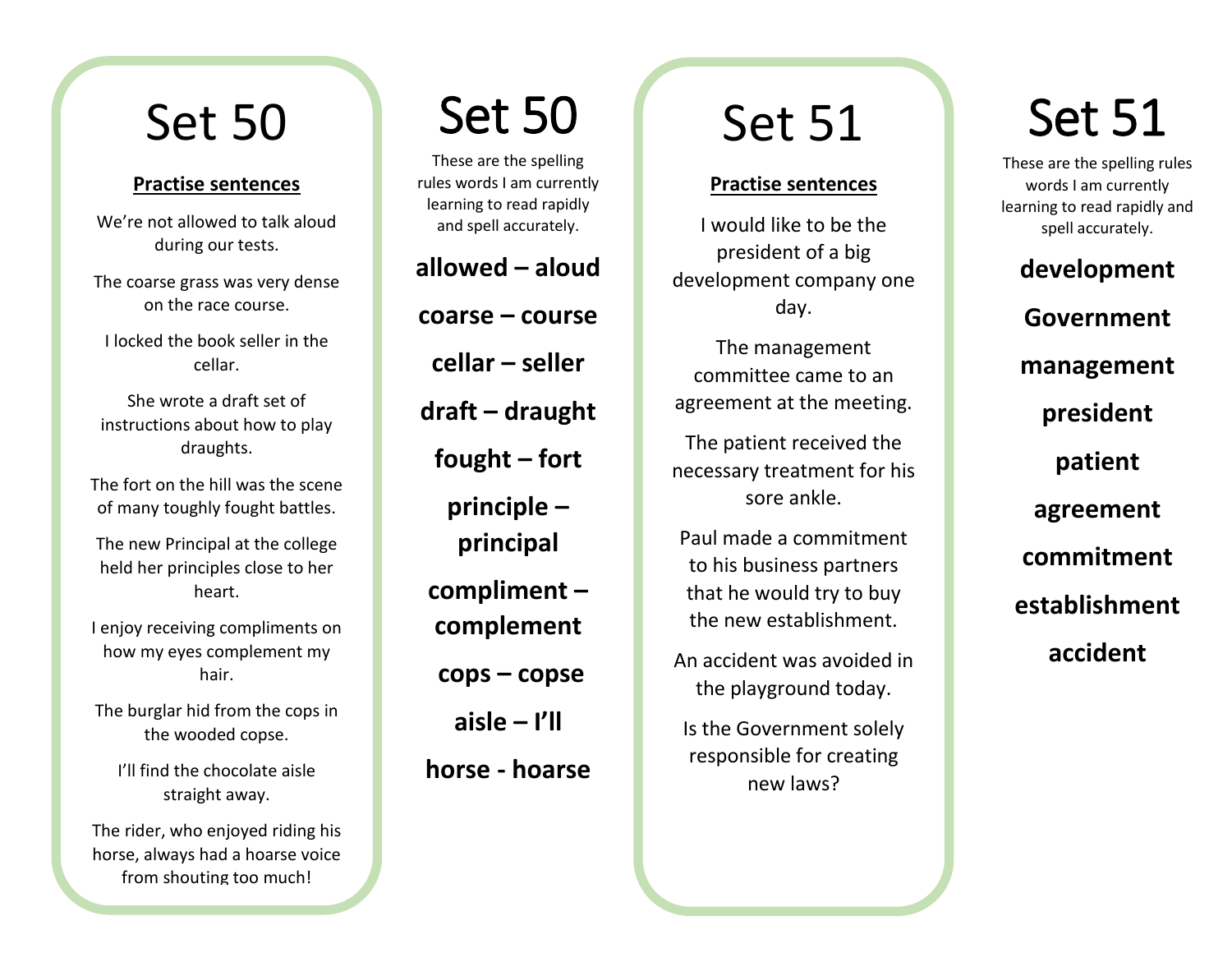# Set 50

## Practise sentences

We're not allowed to talk aloud during our tests.

The coarse grass was very dense on the race course.

I locked the book seller in the cellar.

She wrote a draft set of instructions about how to play draughts.

The fort on the hill was the scene of many toughly fought battles.

The new Principal at the college held her principles close to her heart.

I enjoy receiving compliments on how my eyes complement my hair.

The burglar hid from the cops in the wooded copse.

I'll find the chocolate aisle straight away.

The rider, who enjoyed riding his horse, always had a hoarse voice from shouting too much!

# Set 50

These are the spelling rules words I am currently learning to read rapidly and spell accurately.

**allowed – aloud**

**coarse – course**

**cellar – seller**

**draft – draught**

**fought – fort**

**principle – principal**

**compliment – complement**

**cops – copse**

**aisle – I'll**

**horse - hoarse**

# Set 51

## Practise sentences

I would like to be the president of a big development company one day.

The management committee came to an agreement at the meeting.

The patient received the necessary treatment for his sore ankle.

Paul made a commitment to his business partners that he would try to buy the new establishment.

An accident was avoided in the playground today.

Is the Government solely responsible for creating new laws?

# Set 51

These are the spelling rules words I am currently learning to read rapidly and spell accurately.

**development**

**Government**

**management**

**president**

**patient**

**agreement**

**commitment**

**establishment**

**accident**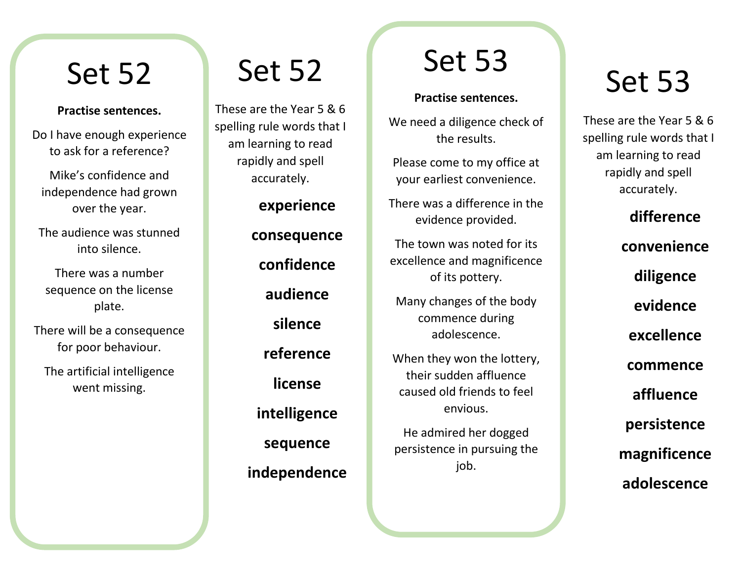# Set 52

**Practise sentences.**

Do I have enough experience to ask for a reference?

Mike's confidence and independence had grown over the year.

The audience was stunned into silence.

There was a number sequence on the license plate.

There will be a consequence for poor behaviour.

The artificial intelligence went missing.

# Set 52

These are the Year 5 & 6 spelling rule words that I am learning to read rapidly and spell accurately.

**experience**

**consequence**

**confidence**

**audience**

**silence**

**reference**

**license**

**intelligence**

**sequence**

**independence**

# Set 53

**Practise sentences.**

We need a diligence check of the results.

Please come to my office at your earliest convenience.

There was a difference in the evidence provided.

The town was noted for its excellence and magnificence of its pottery.

Many changes of the body commence during adolescence.

When they won the lottery, their sudden affluence caused old friends to feel envious.

He admired her dogged persistence in pursuing the job.

# Set 53

These are the Year 5 & 6 spelling rule words that I am learning to read rapidly and spell accurately.

**difference**

**convenience**

**diligence**

**evidence**

**excellence**

**commence**

**affluence**

**persistence**

**magnificence**

**adolescence**